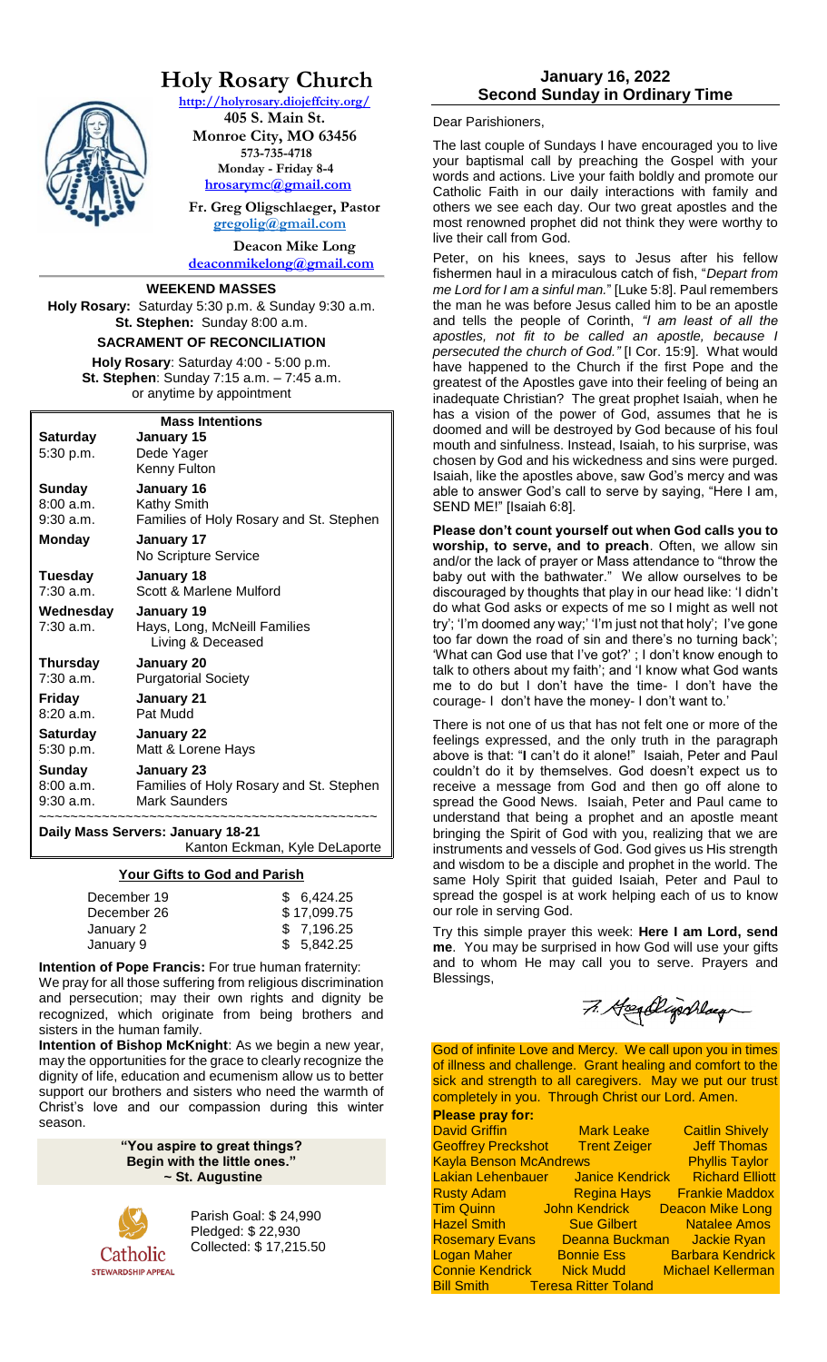# Holy Rosary Church

http://holyrosary.diojeffcity.org/

**405 S. Main St.**
**Monroe City, MO 63456**
**573-735-4718**
**Monday - Friday 8-4**
**hrosarymc@gmail.com**

**Fr. Greg Oligschlaeger, Pastor**
**gregolig@gmail.com**

**Deacon Mike Long**
**deaconmikelong@gmail.com**

## WEEKEND MASSES

**Holy Rosary:** Saturday 5:30 p.m. & Sunday 9:30 a.m.
**St. Stephen:** Sunday 8:00 a.m.

## SACRAMENT OF RECONCILIATION

**Holy Rosary**: Saturday 4:00 - 5:00 p.m.
**St. Stephen**: Sunday 7:15 a.m. – 7:45 a.m.
or anytime by appointment

### Mass Intentions

| | |
|---|---|
| **Saturday** 5:30 p.m. | **January 15** Dede Yager, Kenny Fulton |
| **Sunday** 8:00 a.m. 9:30 a.m. | **January 16** Kathy Smith; Families of Holy Rosary and St. Stephen |
| **Monday** | **January 17** No Scripture Service |
| **Tuesday** 7:30 a.m. | **January 18** Scott & Marlene Mulford |
| **Wednesday** 7:30 a.m. | **January 19** Hays, Long, McNeill Families Living & Deceased |
| **Thursday** 7:30 a.m. | **January 20** Purgatorial Society |
| **Friday** 8:20 a.m. | **January 21** Pat Mudd |
| **Saturday** 5:30 p.m. | **January 22** Matt & Lorene Hays |
| **Sunday** 8:00 a.m. 9:30 a.m. | **January 23** Families of Holy Rosary and St. Stephen; Mark Saunders |

**Daily Mass Servers: January 18-21**
Kanton Eckman, Kyle DeLaporte

### Your Gifts to God and Parish

| | |
|---|---|
| December 19 | $ 6,424.25 |
| December 26 | $ 17,099.75 |
| January 2 | $ 7,196.25 |
| January 9 | $ 5,842.25 |

**Intention of Pope Francis:** For true human fraternity: We pray for all those suffering from religious discrimination and persecution; may their own rights and dignity be recognized, which originate from being brothers and sisters in the human family.

**Intention of Bishop McKnight**: As we begin a new year, may the opportunities for the grace to clearly recognize the dignity of life, education and ecumenism allow us to better support our brothers and sisters who need the warmth of Christ's love and our compassion during this winter season.

**"You aspire to great things?**
**Begin with the little ones."**
**~ St. Augustine**

Catholic STEWARDSHIP APPEAL

Parish Goal: $ 24,990
Pledged: $ 22,930
Collected: $ 17,215.50

## January 16, 2022
## Second Sunday in Ordinary Time

Dear Parishioners,

The last couple of Sundays I have encouraged you to live your baptismal call by preaching the Gospel with your words and actions. Live your faith boldly and promote our Catholic Faith in our daily interactions with family and others we see each day. Our two great apostles and the most renowned prophet did not think they were worthy to live their call from God.

Peter, on his knees, says to Jesus after his fellow fishermen haul in a miraculous catch of fish, "*Depart from me Lord for I am a sinful man.*" [Luke 5:8]. Paul remembers the man he was before Jesus called him to be an apostle and tells the people of Corinth, *"I am least of all the apostles, not fit to be called an apostle, because I persecuted the church of God."* [I Cor. 15:9]. What would have happened to the Church if the first Pope and the greatest of the Apostles gave into their feeling of being an inadequate Christian? The great prophet Isaiah, when he has a vision of the power of God, assumes that he is doomed and will be destroyed by God because of his foul mouth and sinfulness. Instead, Isaiah, to his surprise, was chosen by God and his wickedness and sins were purged. Isaiah, like the apostles above, saw God's mercy and was able to answer God's call to serve by saying, "Here I am, SEND ME!" [Isaiah 6:8].

**Please don't count yourself out when God calls you to worship, to serve, and to preach**. Often, we allow sin and/or the lack of prayer or Mass attendance to "throw the baby out with the bathwater." We allow ourselves to be discouraged by thoughts that play in our head like: 'I didn't do what God asks or expects of me so I might as well not try'; 'I'm doomed any way;' 'I'm just not that holy'; I've gone too far down the road of sin and there's no turning back'; 'What can God use that I've got?' ; I don't know enough to talk to others about my faith'; and 'I know what God wants me to do but I don't have the time- I don't have the courage- I don't have the money- I don't want to.'

There is not one of us that has not felt one or more of the feelings expressed, and the only truth in the paragraph above is that: "**I** can't do it alone!" Isaiah, Peter and Paul couldn't do it by themselves. God doesn't expect us to receive a message from God and then go off alone to spread the Good News. Isaiah, Peter and Paul came to understand that being a prophet and an apostle meant bringing the Spirit of God with you, realizing that we are instruments and vessels of God. God gives us His strength and wisdom to be a disciple and prophet in the world. The same Holy Spirit that guided Isaiah, Peter and Paul to spread the gospel is at work helping each of us to know our role in serving God.

Try this simple prayer this week: **Here I am Lord, send me**. You may be surprised in how God will use your gifts and to whom He may call you to serve. Prayers and Blessings,

Fr. Greg Oligschlaeger

God of infinite Love and Mercy. We call upon you in times of illness and challenge. Grant healing and comfort to the sick and strength to all caregivers. May we put our trust completely in you. Through Christ our Lord. Amen.

**Please pray for:**

| | | |
|---|---|---|
| David Griffin | Mark Leake | Caitlin Shively |
| Geoffrey Preckshot | Trent Zeiger | Jeff Thomas |
| Kayla Benson McAndrews | | Phyllis Taylor |
| Lakian Lehenbauer | Janice Kendrick | Richard Elliott |
| Rusty Adam | Regina Hays | Frankie Maddox |
| Tim Quinn | John Kendrick | Deacon Mike Long |
| Hazel Smith | Sue Gilbert | Natalee Amos |
| Rosemary Evans | Deanna Buckman | Jackie Ryan |
| Logan Maher | Bonnie Ess | Barbara Kendrick |
| Connie Kendrick | Nick Mudd | Michael Kellerman |
| Bill Smith | Teresa Ritter Toland | |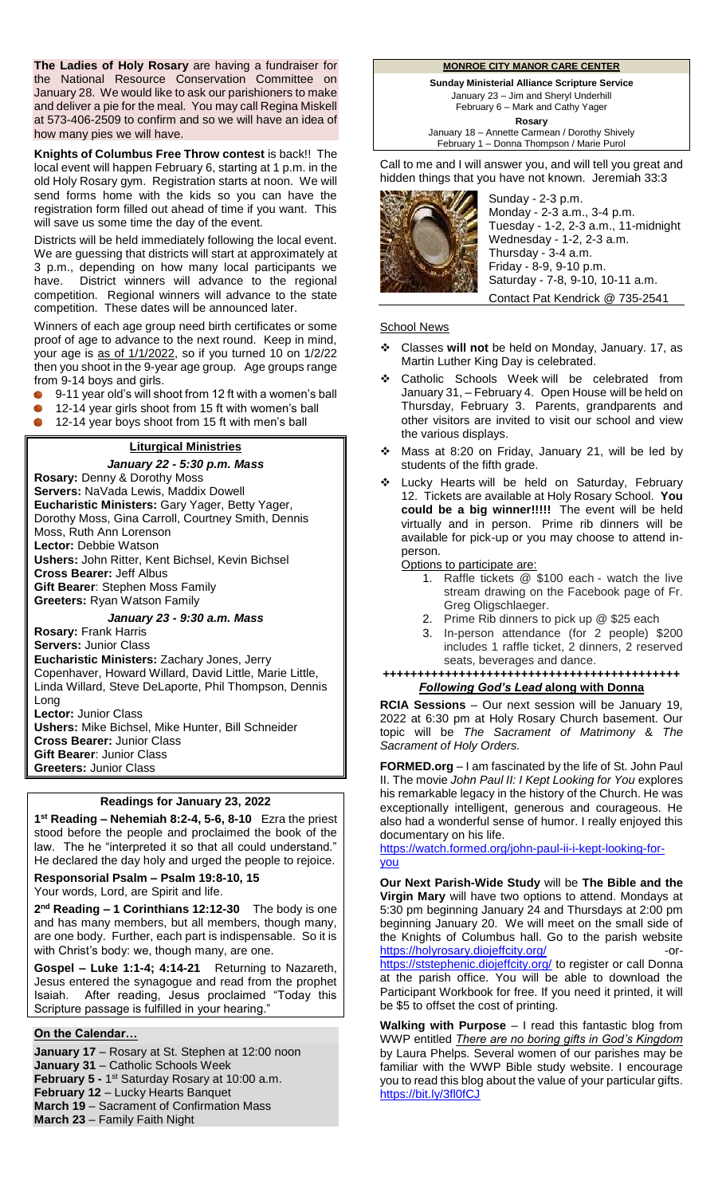**The Ladies of Holy Rosary** are having a fundraiser for the National Resource Conservation Committee on January 28. We would like to ask our parishioners to make and deliver a pie for the meal. You may call Regina Miskell at 573-406-2509 to confirm and so we will have an idea of how many pies we will have.

**Knights of Columbus Free Throw contest** is back!! The local event will happen February 6, starting at 1 p.m. in the old Holy Rosary gym. Registration starts at noon. We will send forms home with the kids so you can have the registration form filled out ahead of time if you want. This will save us some time the day of the event.

Districts will be held immediately following the local event. We are guessing that districts will start at approximately at 3 p.m., depending on how many local participants we have. District winners will advance to the regional competition. Regional winners will advance to the state competition. These dates will be announced later.

Winners of each age group need birth certificates or some proof of age to advance to the next round. Keep in mind, your age is as of 1/1/2022, so if you turned 10 on 1/2/22 then you shoot in the 9-year age group. Age groups range from 9-14 boys and girls.

- 9-11 year old's will shoot from 12 ft with a women's ball
- 12-14 year girls shoot from 15 ft with women's ball
- 12-14 year boys shoot from 15 ft with men's ball

## Liturgical Ministries

***January 22 - 5:30 p.m. Mass***

**Rosary:** Denny & Dorothy Moss
**Servers:** NaVada Lewis, Maddix Dowell
**Eucharistic Ministers:** Gary Yager, Betty Yager, Dorothy Moss, Gina Carroll, Courtney Smith, Dennis Moss, Ruth Ann Lorenson
**Lector:** Debbie Watson
**Ushers:** John Ritter, Kent Bichsel, Kevin Bichsel
**Cross Bearer:** Jeff Albus
**Gift Bearer**: Stephen Moss Family
**Greeters:** Ryan Watson Family

***January 23 - 9:30 a.m. Mass***

**Rosary:** Frank Harris
**Servers:** Junior Class
**Eucharistic Ministers:** Zachary Jones, Jerry Copenhaver, Howard Willard, David Little, Marie Little, Linda Willard, Steve DeLaporte, Phil Thompson, Dennis Long
**Lector:** Junior Class
**Ushers:** Mike Bichsel, Mike Hunter, Bill Schneider
**Cross Bearer:** Junior Class
**Gift Bearer**: Junior Class
**Greeters:** Junior Class

## Readings for January 23, 2022

**1st Reading – Nehemiah 8:2-4, 5-6, 8-10** Ezra the priest stood before the people and proclaimed the book of the law. The he "interpreted it so that all could understand." He declared the day holy and urged the people to rejoice.

**Responsorial Psalm – Psalm 19:8-10, 15**
Your words, Lord, are Spirit and life.

**2nd Reading – 1 Corinthians 12:12-30** The body is one and has many members, but all members, though many, are one body. Further, each part is indispensable. So it is with Christ's body: we, though many, are one.

**Gospel – Luke 1:1-4; 4:14-21** Returning to Nazareth, Jesus entered the synagogue and read from the prophet Isaiah. After reading, Jesus proclaimed "Today this Scripture passage is fulfilled in your hearing."

## On the Calendar…

**January 17** – Rosary at St. Stephen at 12:00 noon
**January 31** – Catholic Schools Week
**February 5 -** 1st Saturday Rosary at 10:00 a.m.
**February 12** – Lucky Hearts Banquet
**March 19** – Sacrament of Confirmation Mass
**March 23** – Family Faith Night

## MONROE CITY MANOR CARE CENTER

**Sunday Ministerial Alliance Scripture Service**
January 23 – Jim and Sheryl Underhill
February 6 – Mark and Cathy Yager

**Rosary**
January 18 – Annette Carmean / Dorothy Shively
February 1 – Donna Thompson / Marie Purol

Call to me and I will answer you, and will tell you great and hidden things that you have not known. Jeremiah 33:3

Sunday - 2-3 p.m.
Monday - 2-3 a.m., 3-4 p.m.
Tuesday - 1-2, 2-3 a.m., 11-midnight
Wednesday - 1-2, 2-3 a.m.
Thursday - 3-4 a.m.
Friday - 8-9, 9-10 p.m.
Saturday - 7-8, 9-10, 10-11 a.m.
Contact Pat Kendrick @ 735-2541

## School News

- Classes **will not** be held on Monday, January. 17, as Martin Luther King Day is celebrated.
- Catholic Schools Week will be celebrated from January 31, – February 4. Open House will be held on Thursday, February 3. Parents, grandparents and other visitors are invited to visit our school and view the various displays.
- Mass at 8:20 on Friday, January 21, will be led by students of the fifth grade.
- Lucky Hearts will be held on Saturday, February 12. Tickets are available at Holy Rosary School. **You could be a big winner!!!!!** The event will be held virtually and in person. Prime rib dinners will be available for pick-up or you may choose to attend in-person.

  Options to participate are:
  1. Raffle tickets @ $100 each - watch the live stream drawing on the Facebook page of Fr. Greg Oligschlaeger.
  2. Prime Rib dinners to pick up @ $25 each
  3. In-person attendance (for 2 people) $200 includes 1 raffle ticket, 2 dinners, 2 reserved seats, beverages and dance.

++++++++++++++++++++++++++++++++++++++++++++

## *Following God's Lead* along with Donna

**RCIA Sessions** – Our next session will be January 19, 2022 at 6:30 pm at Holy Rosary Church basement. Our topic will be *The Sacrament of Matrimony* & *The Sacrament of Holy Orders.*

**FORMED.org** – I am fascinated by the life of St. John Paul II. The movie *John Paul II: I Kept Looking for You* explores his remarkable legacy in the history of the Church. He was exceptionally intelligent, generous and courageous. He also had a wonderful sense of humor. I really enjoyed this documentary on his life.
https://watch.formed.org/john-paul-ii-i-kept-looking-for-you

**Our Next Parish-Wide Study** will be **The Bible and the Virgin Mary** will have two options to attend. Mondays at 5:30 pm beginning January 24 and Thursdays at 2:00 pm beginning January 20. We will meet on the small side of the Knights of Columbus hall. Go to the parish website https://holyrosary.diojeffcity.org/ -or- https://ststephenic.diojeffcity.org/ to register or call Donna at the parish office. You will be able to download the Participant Workbook for free. If you need it printed, it will be $5 to offset the cost of printing.

**Walking with Purpose** – I read this fantastic blog from WWP entitled *There are no boring gifts in God's Kingdom* by Laura Phelps. Several women of our parishes may be familiar with the WWP Bible study website. I encourage you to read this blog about the value of your particular gifts. https://bit.ly/3fl0fCJ